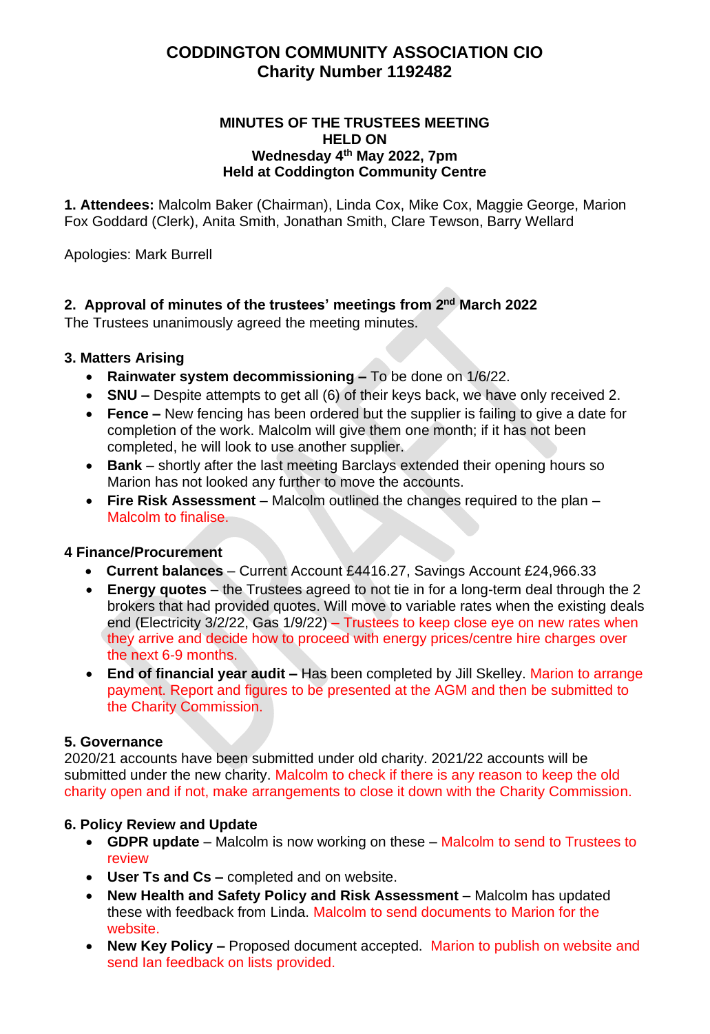# CODDINGTON COMMUNITY ASSOCIATION CIO
# Charity Number 1192482

**MINUTES OF THE TRUSTEES MEETING**
**HELD ON**
**Wednesday 4th May 2022, 7pm**
**Held at Coddington Community Centre**

**1. Attendees:** Malcolm Baker (Chairman), Linda Cox, Mike Cox, Maggie George, Marion Fox Goddard (Clerk), Anita Smith, Jonathan Smith, Clare Tewson, Barry Wellard

Apologies: Mark Burrell

### 2. Approval of minutes of the trustees' meetings from 2nd March 2022

The Trustees unanimously agreed the meeting minutes.

### 3. Matters Arising

- **Rainwater system decommissioning –** To be done on 1/6/22.
- **SNU –** Despite attempts to get all (6) of their keys back, we have only received 2.
- **Fence –** New fencing has been ordered but the supplier is failing to give a date for completion of the work. Malcolm will give them one month; if it has not been completed, he will look to use another supplier.
- **Bank** – shortly after the last meeting Barclays extended their opening hours so Marion has not looked any further to move the accounts.
- **Fire Risk Assessment** – Malcolm outlined the changes required to the plan – Malcolm to finalise.

### 4 Finance/Procurement

- **Current balances** – Current Account £4416.27, Savings Account £24,966.33
- **Energy quotes** – the Trustees agreed to not tie in for a long-term deal through the 2 brokers that had provided quotes. Will move to variable rates when the existing deals end (Electricity 3/2/22, Gas 1/9/22) – Trustees to keep close eye on new rates when they arrive and decide how to proceed with energy prices/centre hire charges over the next 6-9 months.
- **End of financial year audit –** Has been completed by Jill Skelley. Marion to arrange payment. Report and figures to be presented at the AGM and then be submitted to the Charity Commission.

### 5. Governance

2020/21 accounts have been submitted under old charity. 2021/22 accounts will be submitted under the new charity. Malcolm to check if there is any reason to keep the old charity open and if not, make arrangements to close it down with the Charity Commission.

### 6. Policy Review and Update

- **GDPR update** – Malcolm is now working on these – Malcolm to send to Trustees to review
- **User Ts and Cs –** completed and on website.
- **New Health and Safety Policy and Risk Assessment** – Malcolm has updated these with feedback from Linda. Malcolm to send documents to Marion for the website.
- **New Key Policy –** Proposed document accepted. Marion to publish on website and send Ian feedback on lists provided.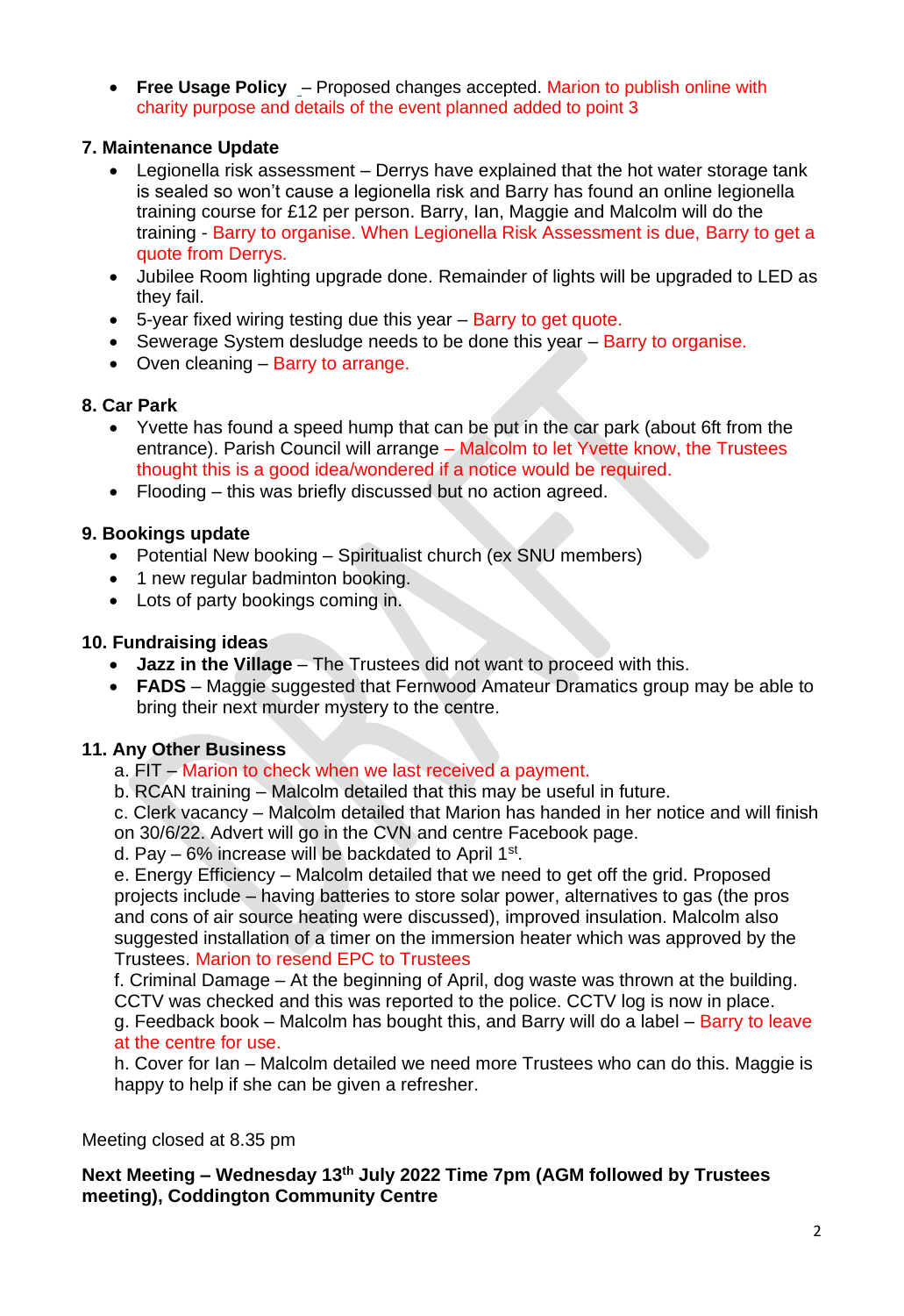- **Free Usage Policy** – Proposed changes accepted. Marion to publish online with charity purpose and details of the event planned added to point 3

**7. Maintenance Update**

- Legionella risk assessment – Derrys have explained that the hot water storage tank is sealed so won't cause a legionella risk and Barry has found an online legionella training course for £12 per person. Barry, Ian, Maggie and Malcolm will do the training - Barry to organise. When Legionella Risk Assessment is due, Barry to get a quote from Derrys.
- Jubilee Room lighting upgrade done. Remainder of lights will be upgraded to LED as they fail.
- 5-year fixed wiring testing due this year – Barry to get quote.
- Sewerage System desludge needs to be done this year – Barry to organise.
- Oven cleaning – Barry to arrange.

**8. Car Park**

- Yvette has found a speed hump that can be put in the car park (about 6ft from the entrance). Parish Council will arrange – Malcolm to let Yvette know, the Trustees thought this is a good idea/wondered if a notice would be required.
- Flooding – this was briefly discussed but no action agreed.

**9. Bookings update**

- Potential New booking – Spiritualist church (ex SNU members)
- 1 new regular badminton booking.
- Lots of party bookings coming in.

**10. Fundraising ideas**

- **Jazz in the Village** – The Trustees did not want to proceed with this.
- **FADS** – Maggie suggested that Fernwood Amateur Dramatics group may be able to bring their next murder mystery to the centre.

**11. Any Other Business**

a. FIT – Marion to check when we last received a payment.
b. RCAN training – Malcolm detailed that this may be useful in future.
c. Clerk vacancy – Malcolm detailed that Marion has handed in her notice and will finish on 30/6/22. Advert will go in the CVN and centre Facebook page.
d. Pay – 6% increase will be backdated to April 1st.
e. Energy Efficiency – Malcolm detailed that we need to get off the grid. Proposed projects include – having batteries to store solar power, alternatives to gas (the pros and cons of air source heating were discussed), improved insulation. Malcolm also suggested installation of a timer on the immersion heater which was approved by the Trustees. Marion to resend EPC to Trustees
f. Criminal Damage – At the beginning of April, dog waste was thrown at the building. CCTV was checked and this was reported to the police. CCTV log is now in place.
g. Feedback book – Malcolm has bought this, and Barry will do a label – Barry to leave at the centre for use.
h. Cover for Ian – Malcolm detailed we need more Trustees who can do this. Maggie is happy to help if she can be given a refresher.

Meeting closed at 8.35 pm

**Next Meeting – Wednesday 13th July 2022 Time 7pm (AGM followed by Trustees meeting), Coddington Community Centre**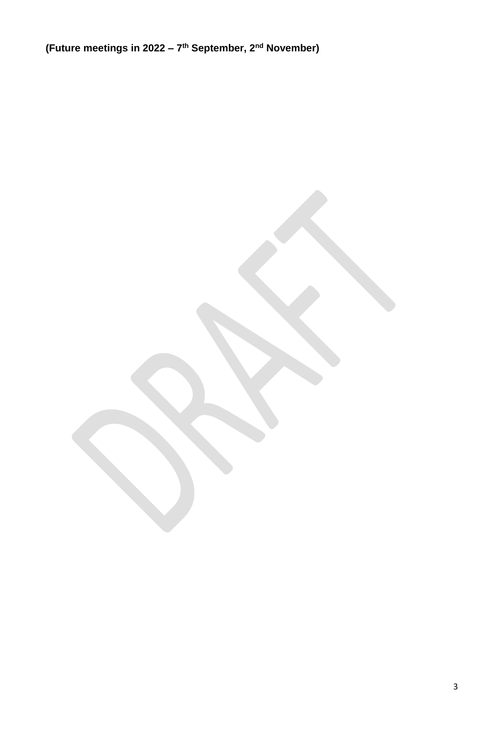**(Future meetings in 2022 – 7th September, 2nd November)**